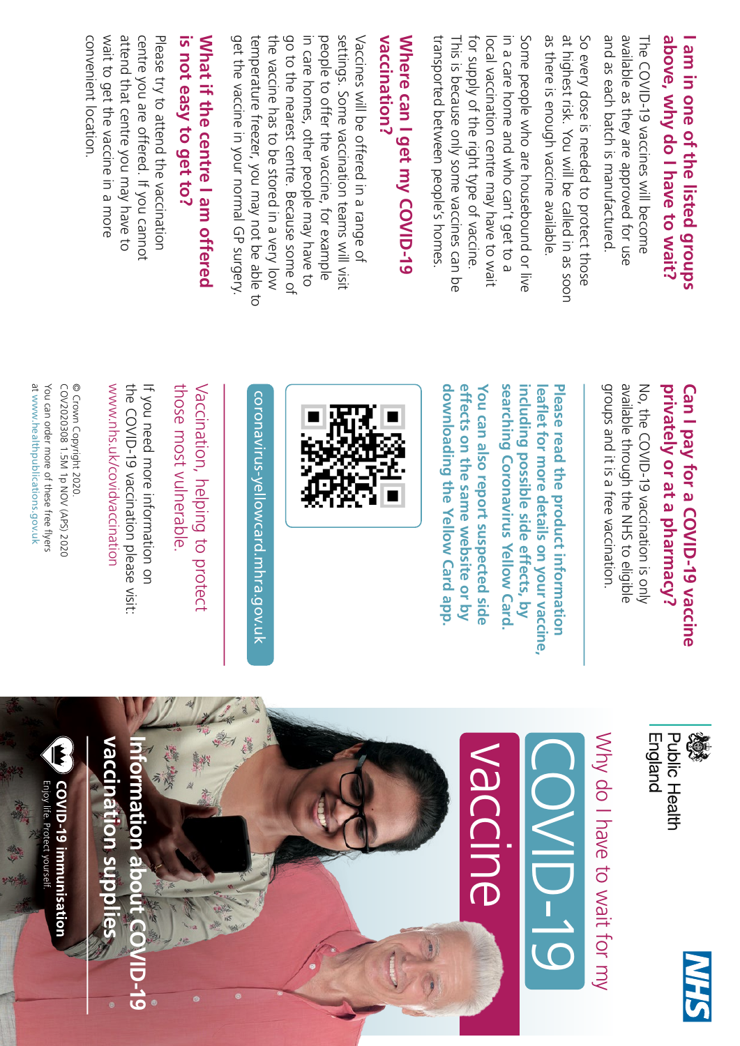NHS

Public Health England

# Why do I have to wait for my COVID-19 vaccine

## Information about COVID-19 vaccination supplies

COVID-19 immunisation
Enjoy life. Protect yourself.

## I am in one of the listed groups above, why do I have to wait?

The COVID-19 vaccines will become available as they are approved for use and as each batch is manufactured.

So every dose is needed to protect those at highest risk. You will be called in as soon as there is enough vaccine available.

Some people who are housebound or live in a care home and who can't get to a local vaccination centre may have to wait for supply of the right type of vaccine. This is because only some vaccines can be transported between people's homes.

## Where can I get my COVID-19 vaccination?

Vaccines will be offered in a range of settings. Some vaccination teams will visit people to offer the vaccine, for example in care homes, other people may have to go to the nearest centre. Because some of the vaccine has to be stored in a very low temperature freezer, you may not be able to get the vaccine in your normal GP surgery.

## What if the centre I am offered is not easy to get to?

Please try to attend the vaccination centre you are offered. If you cannot attend that centre you may have to wait to get the vaccine in a more convenient location.

## Can I pay for a COVID-19 vaccine privately or at a pharmacy?

No, the COVID-19 vaccination is only available through the NHS to eligible groups and it is a free vaccination.

**Please read the product information leaflet for more details on your vaccine, including possible side effects, by searching Coronavirus Yellow Card.**

**You can also report suspected side effects on the same website or by downloading the Yellow Card app.**

coronavirus-yellowcard.mhra.gov.uk

Vaccination, helping to protect those most vulnerable.

If you need more information on the COVID-19 vaccination please visit: www.nhs.uk/covidvaccination

© Crown Copyright 2020.
COV2020308 1.5M 1p NOV (APS) 2020
You can order more of these free flyers at www.healthpublications.gov.uk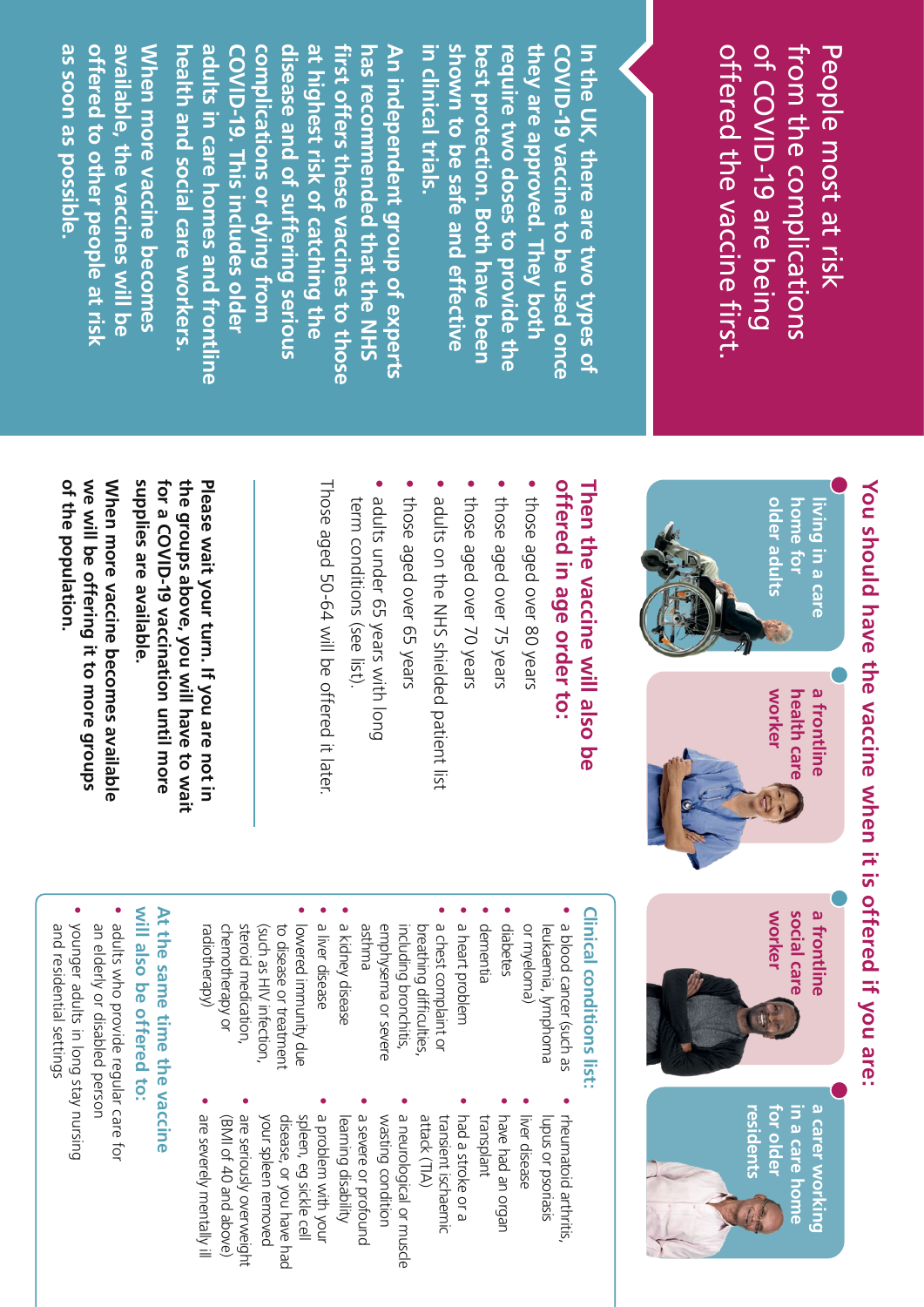# People most at risk from the complications of COVID-19 are being offered the vaccine first.

**In the UK, there are two types of COVID-19 vaccine to be used once they are approved. They both require two doses to provide the best protection. Both have been shown to be safe and effective in clinical trials.**

**An independent group of experts has recommended that the NHS first offers these vaccines to those at highest risk of catching the disease and of suffering serious complications or dying from COVID-19. This includes older adults in care homes and frontline health and social care workers.**

**When more vaccine becomes available, the vaccines will be offered to other people at risk as soon as possible.**

## You should have the vaccine when it is offered if you are:

- living in a care home for older adults
- a frontline health care worker
- a frontline social care worker
- a carer working in a care home for older residents

### Then the vaccine will also be offered in age order to:

- those aged over 80 years
- those aged over 75 years
- those aged over 70 years
- adults on the NHS shielded patient list
- those aged over 65 years
- adults under 65 years with long term conditions (see list).

Those aged 50-64 will be offered it later.

**Please wait your turn. If you are not in the groups above, you will have to wait for a COVID-19 vaccination until more supplies are available.**

**When more vaccine becomes available we will be offering it to more groups of the population.**

### Clinical conditions list:

- a blood cancer (such as leukaemia, lymphoma or myeloma)
- diabetes
- dementia
- a heart problem
- a chest complaint or breathing difficulties, including bronchitis, emphysema or severe asthma
- a kidney disease
- a liver disease
- lowered immunity due to disease or treatment (such as HIV infection, steroid medication, chemotherapy or radiotherapy)
- rheumatoid arthritis, lupus or psoriasis
- liver disease
- have had an organ transplant
- had a stroke or a transient ischaemic attack (TIA)
- a neurological or muscle wasting condition
- a severe or profound learning disability
- a problem with your spleen, eg sickle cell disease, or you have had your spleen removed
- are seriously overweight (BMI of 40 and above)
- are severely mentally ill

### At the same time the vaccine will also be offered to:

- adults who provide regular care for an elderly or disabled person
- younger adults in long stay nursing and residential settings